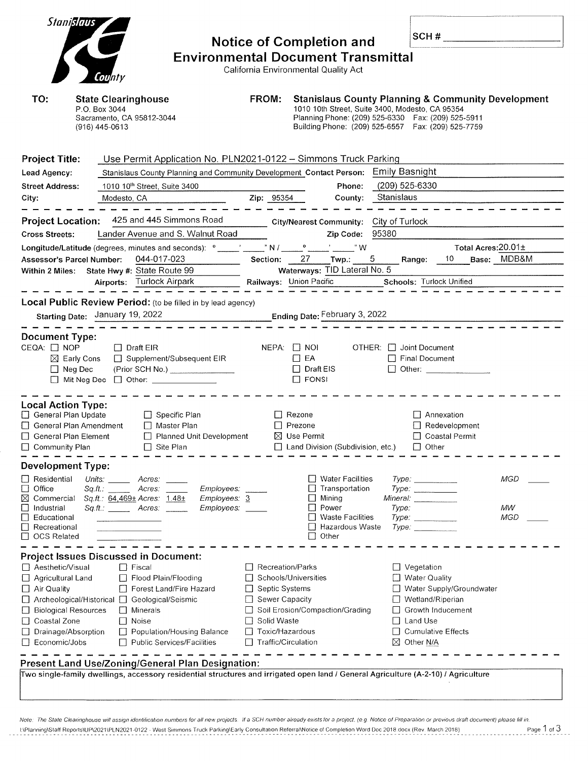Stanislaus County

# Notice of Completion and Environmental Document Transmittal

California Environmental Quality Act

SCH # ____________

**TO:** **State Clearinghouse**
P.O. Box 3044
Sacramento, CA 95812-3044
(916) 445-0613

**FROM:** **Stanislaus County Planning & Community Development**
1010 10th Street, Suite 3400, Modesto, CA 95354
Planning Phone: (209) 525-6330 Fax: (209) 525-5911
Building Phone: (209) 525-6557 Fax: (209) 525-7759

**Project Title:** Use Permit Application No. PLN2021-0122 – Simmons Truck Parking

**Lead Agency:** Stanislaus County Planning and Community Development **Contact Person:** Emily Basnight

**Street Address:** 1010 10th Street, Suite 3400 **Phone:** (209) 525-6330

**City:** Modesto, CA **Zip:** 95354 **County:** Stanislaus

---

**Project Location:** 425 and 445 Simmons Road **City/Nearest Community:** City of Turlock

**Cross Streets:** Lander Avenue and S. Walnut Road **Zip Code:** 95380

**Longitude/Latitude** (degrees, minutes and seconds): ° ' " N / ° ' " W **Total Acres:** 20.01±

**Assessor's Parcel Number:** 044-017-023 **Section:** 27 **Twp.:** 5 **Range:** 10 **Base:** MDB&M

**Within 2 Miles:** State Hwy #: State Route 99 **Waterways:** TID Lateral No. 5

**Airports:** Turlock Airpark **Railways:** Union Pacific **Schools:** Turlock Unified

---

**Local Public Review Period:** (to be filled in by lead agency)

**Starting Date:** January 19, 2022 **Ending Date:** February 3, 2022

---

**Document Type:**

CEQA:
- ☐ NOP
- ☒ Early Cons
- ☐ Neg Dec
- ☐ Mit Neg Dec
- ☐ Draft EIR
- ☐ Supplement/Subsequent EIR (Prior SCH No.) ________
- ☐ Other: ________

NEPA:
- ☐ NOI
- ☐ EA
- ☐ Draft EIS
- ☐ FONSI

OTHER:
- ☐ Joint Document
- ☐ Final Document
- ☐ Other: ________

---

**Local Action Type:**

- ☐ General Plan Update
- ☐ General Plan Amendment
- ☐ General Plan Element
- ☐ Community Plan
- ☐ Specific Plan
- ☐ Master Plan
- ☐ Planned Unit Development
- ☐ Site Plan
- ☐ Rezone
- ☐ Prezone
- ☒ Use Permit
- ☐ Land Division (Subdivision, etc.)
- ☐ Annexation
- ☐ Redevelopment
- ☐ Coastal Permit
- ☐ Other

---

**Development Type:**

- ☐ Residential *Units:* ____ *Acres:* ____
- ☐ Office *Sq.ft.:* ____ *Acres:* ____ *Employees:* ____
- ☒ Commercial *Sq.ft.:* 64,469± *Acres:* 1.48± *Employees:* 3
- ☐ Industrial *Sq.ft.:* ____ *Acres:* ____ *Employees:* ____
- ☐ Educational
- ☐ Recreational
- ☐ OCS Related
- ☐ Water Facilities *Type:* ____ *MGD* ____
- ☐ Transportation *Type:* ____
- ☐ Mining *Mineral:* ____
- ☐ Power *Type:* ____ *MW*
- ☐ Waste Facilities *Type:* ____ *MGD* ____
- ☐ Hazardous Waste *Type:* ____
- ☐ Other

---

**Project Issues Discussed in Document:**

- ☐ Aesthetic/Visual
- ☐ Agricultural Land
- ☐ Air Quality
- ☐ Archeological/Historical
- ☐ Biological Resources
- ☐ Coastal Zone
- ☐ Drainage/Absorption
- ☐ Economic/Jobs
- ☐ Fiscal
- ☐ Flood Plain/Flooding
- ☐ Forest Land/Fire Hazard
- ☐ Geological/Seismic
- ☐ Minerals
- ☐ Noise
- ☐ Population/Housing Balance
- ☐ Public Services/Facilities
- ☐ Recreation/Parks
- ☐ Schools/Universities
- ☐ Septic Systems
- ☐ Sewer Capacity
- ☐ Soil Erosion/Compaction/Grading
- ☐ Solid Waste
- ☐ Toxic/Hazardous
- ☐ Traffic/Circulation
- ☐ Vegetation
- ☐ Water Quality
- ☐ Water Supply/Groundwater
- ☐ Wetland/Riperian
- ☐ Growth Inducement
- ☐ Land Use
- ☐ Cumulative Effects
- ☒ Other N/A

---

**Present Land Use/Zoning/General Plan Designation:**

Two single-family dwellings, accessory residential structures and irrigated open land / General Agriculture (A-2-10) / Agriculture

*Note: The State Clearinghouse will assign identification numbers for all new projects. If a SCH number already exists for a project, (e.g. Notice of Preparation or previous draft document) please fill in.*

I:\Planning\Staff Reports\UP\2021\PLN2021-0122 - West Simmons Truck Parking\Early Consultation Referral\Notice of Completion Word Doc 2018.docx (Rev. March 2018)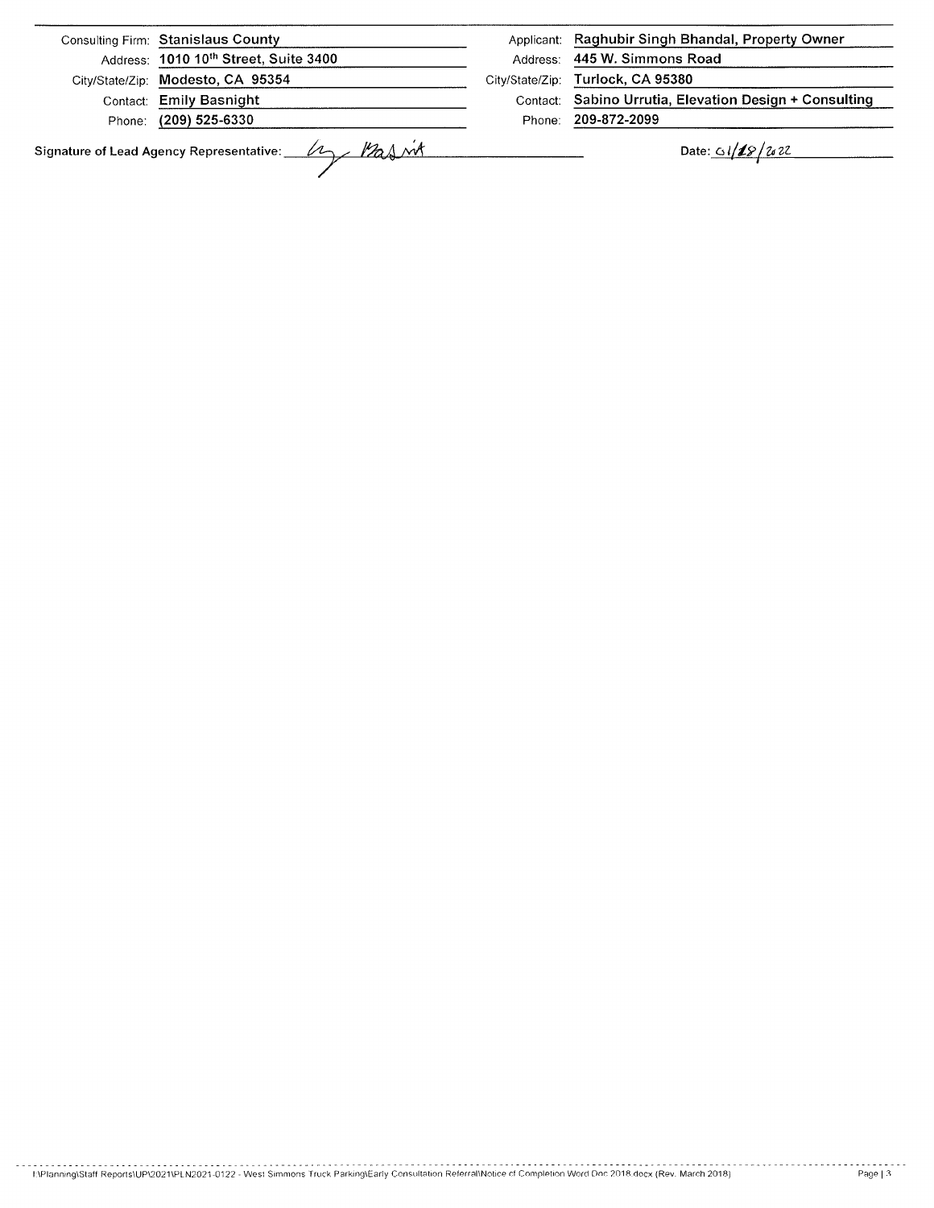| | | | |
|---|---|---|---|
| Consulting Firm: | **Stanislaus County** | Applicant: | **Raghubir Singh Bhandal, Property Owner** |
| Address: | **1010 10th Street, Suite 3400** | Address: | **445 W. Simmons Road** |
| City/State/Zip: | **Modesto, CA 95354** | City/State/Zip: | **Turlock, CA 95380** |
| Contact: | **Emily Basnight** | Contact: | **Sabino Urrutia, Elevation Design + Consulting** |
| Phone: | **(209) 525-6330** | Phone: | **209-872-2099** |

**Signature of Lead Agency Representative:** _Em Basnight_ **Date:** 01/18/2022

I:\Planning\Staff Reports\UP\2021\PLN2021-0122 - West Simmons Truck Parking\Early Consultation Referral\Notice of Completion Word Doc 2018.docx (Rev. March 2018)